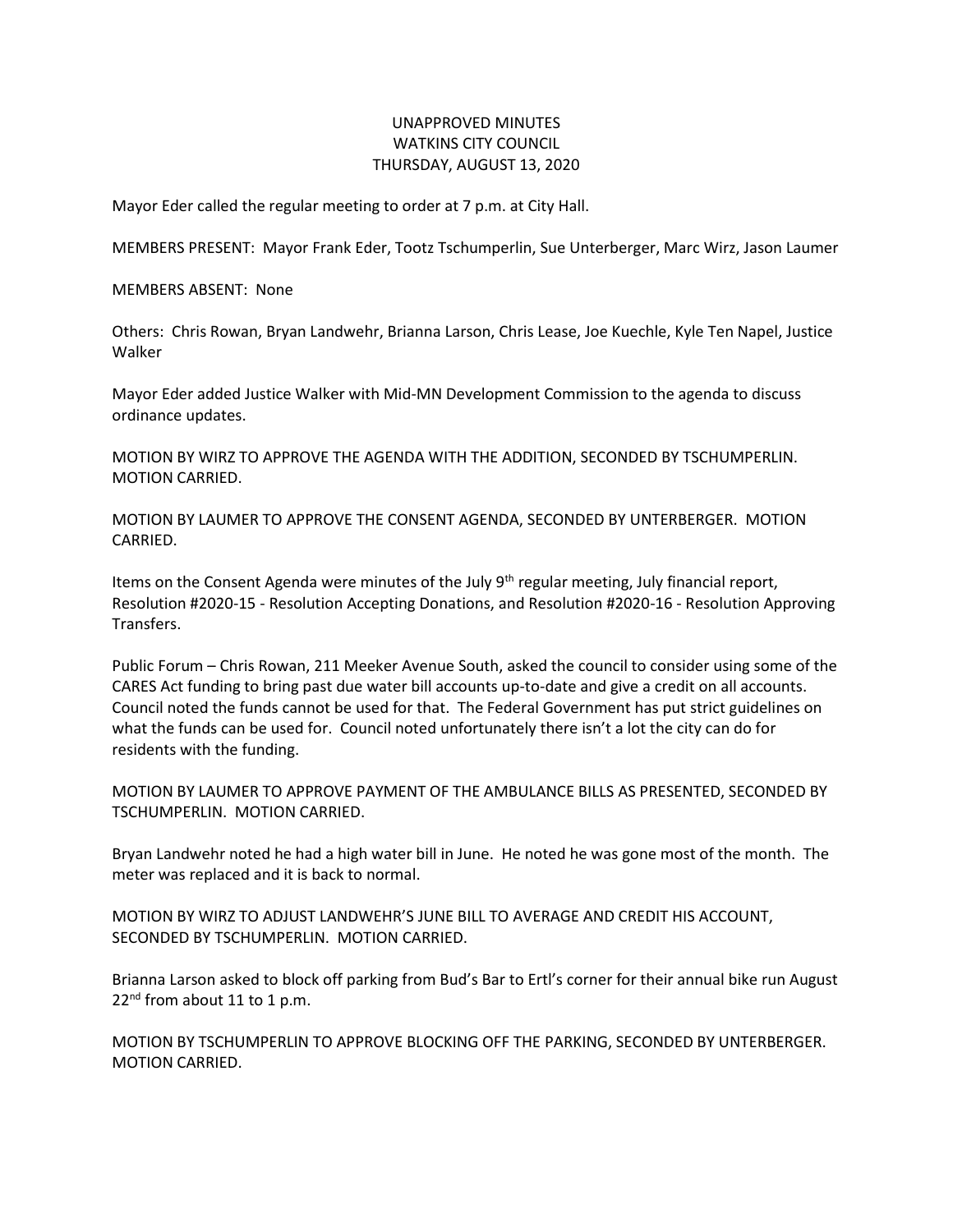# UNAPPROVED MINUTES
# WATKINS CITY COUNCIL
# THURSDAY, AUGUST 13, 2020

Mayor Eder called the regular meeting to order at 7 p.m. at City Hall.

MEMBERS PRESENT: Mayor Frank Eder, Tootz Tschumperlin, Sue Unterberger, Marc Wirz, Jason Laumer

MEMBERS ABSENT: None

Others: Chris Rowan, Bryan Landwehr, Brianna Larson, Chris Lease, Joe Kuechle, Kyle Ten Napel, Justice Walker

Mayor Eder added Justice Walker with Mid-MN Development Commission to the agenda to discuss ordinance updates.

MOTION BY WIRZ TO APPROVE THE AGENDA WITH THE ADDITION, SECONDED BY TSCHUMPERLIN. MOTION CARRIED.

MOTION BY LAUMER TO APPROVE THE CONSENT AGENDA, SECONDED BY UNTERBERGER. MOTION CARRIED.

Items on the Consent Agenda were minutes of the July 9th regular meeting, July financial report, Resolution #2020-15 - Resolution Accepting Donations, and Resolution #2020-16 - Resolution Approving Transfers.

Public Forum – Chris Rowan, 211 Meeker Avenue South, asked the council to consider using some of the CARES Act funding to bring past due water bill accounts up-to-date and give a credit on all accounts. Council noted the funds cannot be used for that. The Federal Government has put strict guidelines on what the funds can be used for. Council noted unfortunately there isn't a lot the city can do for residents with the funding.

MOTION BY LAUMER TO APPROVE PAYMENT OF THE AMBULANCE BILLS AS PRESENTED, SECONDED BY TSCHUMPERLIN. MOTION CARRIED.

Bryan Landwehr noted he had a high water bill in June. He noted he was gone most of the month. The meter was replaced and it is back to normal.

MOTION BY WIRZ TO ADJUST LANDWEHR'S JUNE BILL TO AVERAGE AND CREDIT HIS ACCOUNT, SECONDED BY TSCHUMPERLIN. MOTION CARRIED.

Brianna Larson asked to block off parking from Bud's Bar to Ertl's corner for their annual bike run August 22nd from about 11 to 1 p.m.

MOTION BY TSCHUMPERLIN TO APPROVE BLOCKING OFF THE PARKING, SECONDED BY UNTERBERGER. MOTION CARRIED.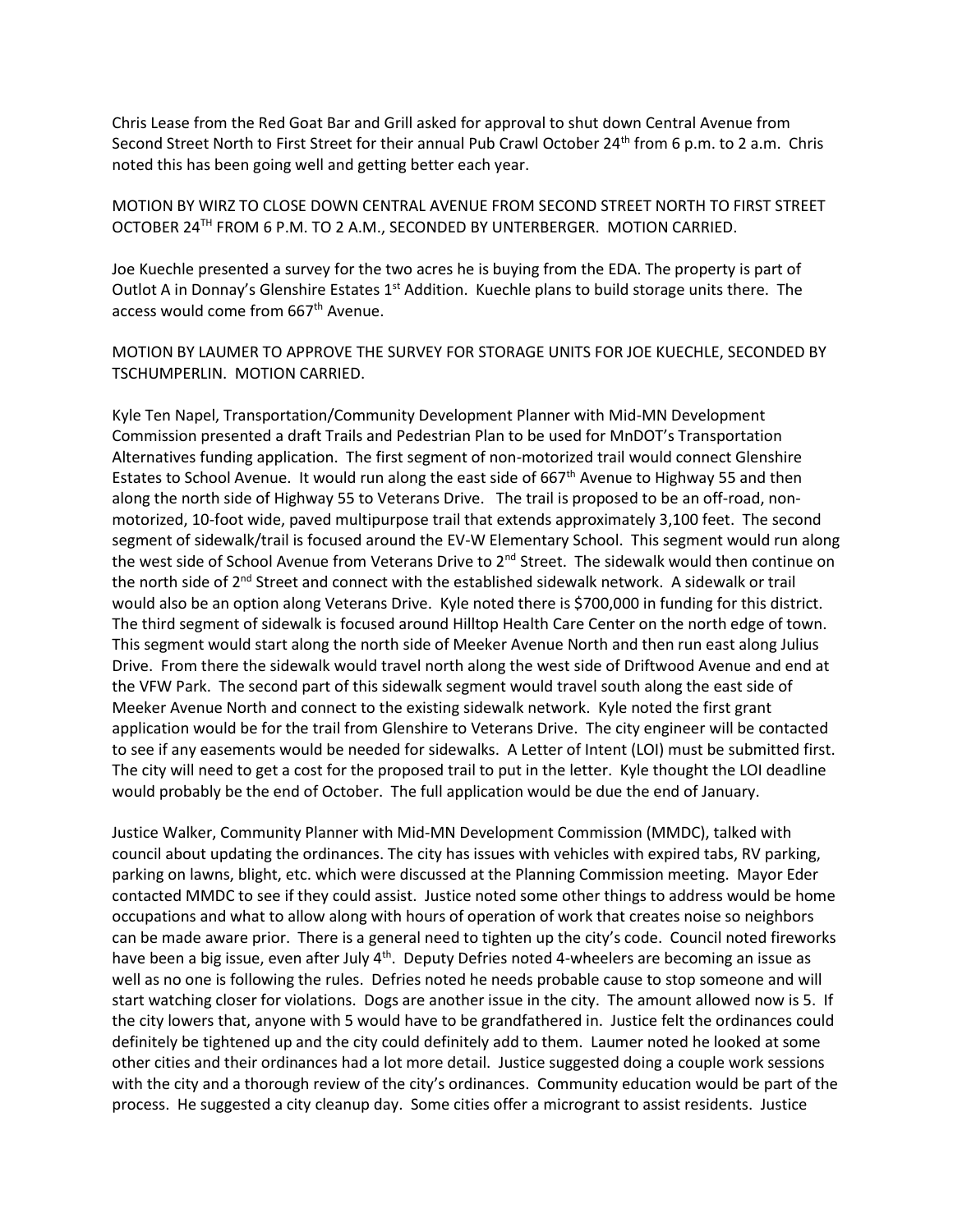Chris Lease from the Red Goat Bar and Grill asked for approval to shut down Central Avenue from Second Street North to First Street for their annual Pub Crawl October 24th from 6 p.m. to 2 a.m. Chris noted this has been going well and getting better each year.

MOTION BY WIRZ TO CLOSE DOWN CENTRAL AVENUE FROM SECOND STREET NORTH TO FIRST STREET OCTOBER 24TH FROM 6 P.M. TO 2 A.M., SECONDED BY UNTERBERGER. MOTION CARRIED.

Joe Kuechle presented a survey for the two acres he is buying from the EDA. The property is part of Outlot A in Donnay's Glenshire Estates 1st Addition. Kuechle plans to build storage units there. The access would come from 667th Avenue.

MOTION BY LAUMER TO APPROVE THE SURVEY FOR STORAGE UNITS FOR JOE KUECHLE, SECONDED BY TSCHUMPERLIN. MOTION CARRIED.

Kyle Ten Napel, Transportation/Community Development Planner with Mid-MN Development Commission presented a draft Trails and Pedestrian Plan to be used for MnDOT's Transportation Alternatives funding application. The first segment of non-motorized trail would connect Glenshire Estates to School Avenue. It would run along the east side of 667th Avenue to Highway 55 and then along the north side of Highway 55 to Veterans Drive. The trail is proposed to be an off-road, non-motorized, 10-foot wide, paved multipurpose trail that extends approximately 3,100 feet. The second segment of sidewalk/trail is focused around the EV-W Elementary School. This segment would run along the west side of School Avenue from Veterans Drive to 2nd Street. The sidewalk would then continue on the north side of 2nd Street and connect with the established sidewalk network. A sidewalk or trail would also be an option along Veterans Drive. Kyle noted there is $700,000 in funding for this district. The third segment of sidewalk is focused around Hilltop Health Care Center on the north edge of town. This segment would start along the north side of Meeker Avenue North and then run east along Julius Drive. From there the sidewalk would travel north along the west side of Driftwood Avenue and end at the VFW Park. The second part of this sidewalk segment would travel south along the east side of Meeker Avenue North and connect to the existing sidewalk network. Kyle noted the first grant application would be for the trail from Glenshire to Veterans Drive. The city engineer will be contacted to see if any easements would be needed for sidewalks. A Letter of Intent (LOI) must be submitted first. The city will need to get a cost for the proposed trail to put in the letter. Kyle thought the LOI deadline would probably be the end of October. The full application would be due the end of January.

Justice Walker, Community Planner with Mid-MN Development Commission (MMDC), talked with council about updating the ordinances. The city has issues with vehicles with expired tabs, RV parking, parking on lawns, blight, etc. which were discussed at the Planning Commission meeting. Mayor Eder contacted MMDC to see if they could assist. Justice noted some other things to address would be home occupations and what to allow along with hours of operation of work that creates noise so neighbors can be made aware prior. There is a general need to tighten up the city's code. Council noted fireworks have been a big issue, even after July 4th. Deputy Defries noted 4-wheelers are becoming an issue as well as no one is following the rules. Defries noted he needs probable cause to stop someone and will start watching closer for violations. Dogs are another issue in the city. The amount allowed now is 5. If the city lowers that, anyone with 5 would have to be grandfathered in. Justice felt the ordinances could definitely be tightened up and the city could definitely add to them. Laumer noted he looked at some other cities and their ordinances had a lot more detail. Justice suggested doing a couple work sessions with the city and a thorough review of the city's ordinances. Community education would be part of the process. He suggested a city cleanup day. Some cities offer a microgrant to assist residents. Justice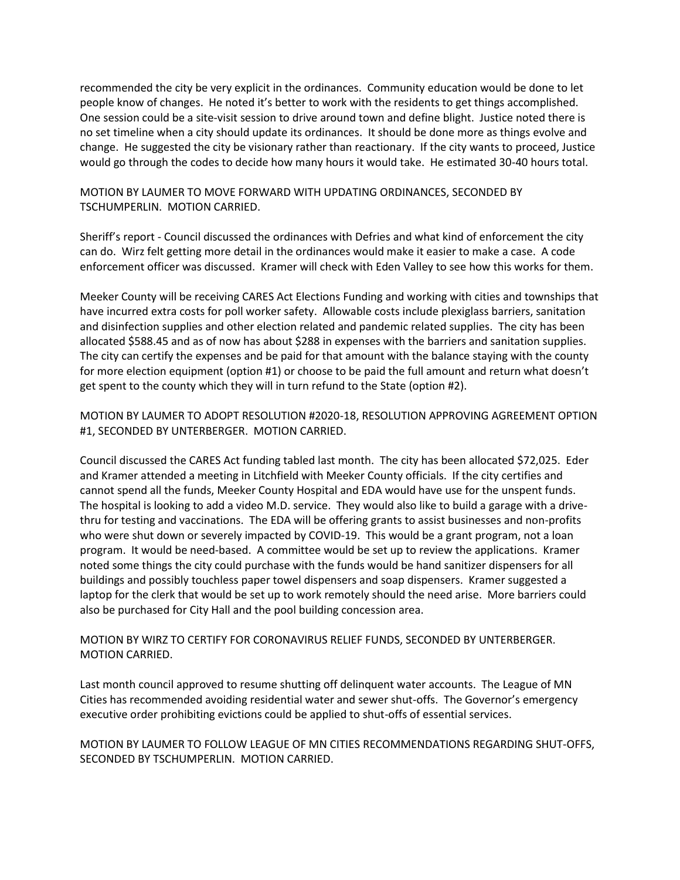recommended the city be very explicit in the ordinances. Community education would be done to let people know of changes. He noted it's better to work with the residents to get things accomplished. One session could be a site-visit session to drive around town and define blight. Justice noted there is no set timeline when a city should update its ordinances. It should be done more as things evolve and change. He suggested the city be visionary rather than reactionary. If the city wants to proceed, Justice would go through the codes to decide how many hours it would take. He estimated 30-40 hours total.

MOTION BY LAUMER TO MOVE FORWARD WITH UPDATING ORDINANCES, SECONDED BY TSCHUMPERLIN. MOTION CARRIED.

Sheriff's report - Council discussed the ordinances with Defries and what kind of enforcement the city can do. Wirz felt getting more detail in the ordinances would make it easier to make a case. A code enforcement officer was discussed. Kramer will check with Eden Valley to see how this works for them.

Meeker County will be receiving CARES Act Elections Funding and working with cities and townships that have incurred extra costs for poll worker safety. Allowable costs include plexiglass barriers, sanitation and disinfection supplies and other election related and pandemic related supplies. The city has been allocated $588.45 and as of now has about $288 in expenses with the barriers and sanitation supplies. The city can certify the expenses and be paid for that amount with the balance staying with the county for more election equipment (option #1) or choose to be paid the full amount and return what doesn't get spent to the county which they will in turn refund to the State (option #2).

MOTION BY LAUMER TO ADOPT RESOLUTION #2020-18, RESOLUTION APPROVING AGREEMENT OPTION #1, SECONDED BY UNTERBERGER. MOTION CARRIED.

Council discussed the CARES Act funding tabled last month. The city has been allocated $72,025. Eder and Kramer attended a meeting in Litchfield with Meeker County officials. If the city certifies and cannot spend all the funds, Meeker County Hospital and EDA would have use for the unspent funds. The hospital is looking to add a video M.D. service. They would also like to build a garage with a drive-thru for testing and vaccinations. The EDA will be offering grants to assist businesses and non-profits who were shut down or severely impacted by COVID-19. This would be a grant program, not a loan program. It would be need-based. A committee would be set up to review the applications. Kramer noted some things the city could purchase with the funds would be hand sanitizer dispensers for all buildings and possibly touchless paper towel dispensers and soap dispensers. Kramer suggested a laptop for the clerk that would be set up to work remotely should the need arise. More barriers could also be purchased for City Hall and the pool building concession area.

MOTION BY WIRZ TO CERTIFY FOR CORONAVIRUS RELIEF FUNDS, SECONDED BY UNTERBERGER. MOTION CARRIED.

Last month council approved to resume shutting off delinquent water accounts. The League of MN Cities has recommended avoiding residential water and sewer shut-offs. The Governor's emergency executive order prohibiting evictions could be applied to shut-offs of essential services.

MOTION BY LAUMER TO FOLLOW LEAGUE OF MN CITIES RECOMMENDATIONS REGARDING SHUT-OFFS, SECONDED BY TSCHUMPERLIN. MOTION CARRIED.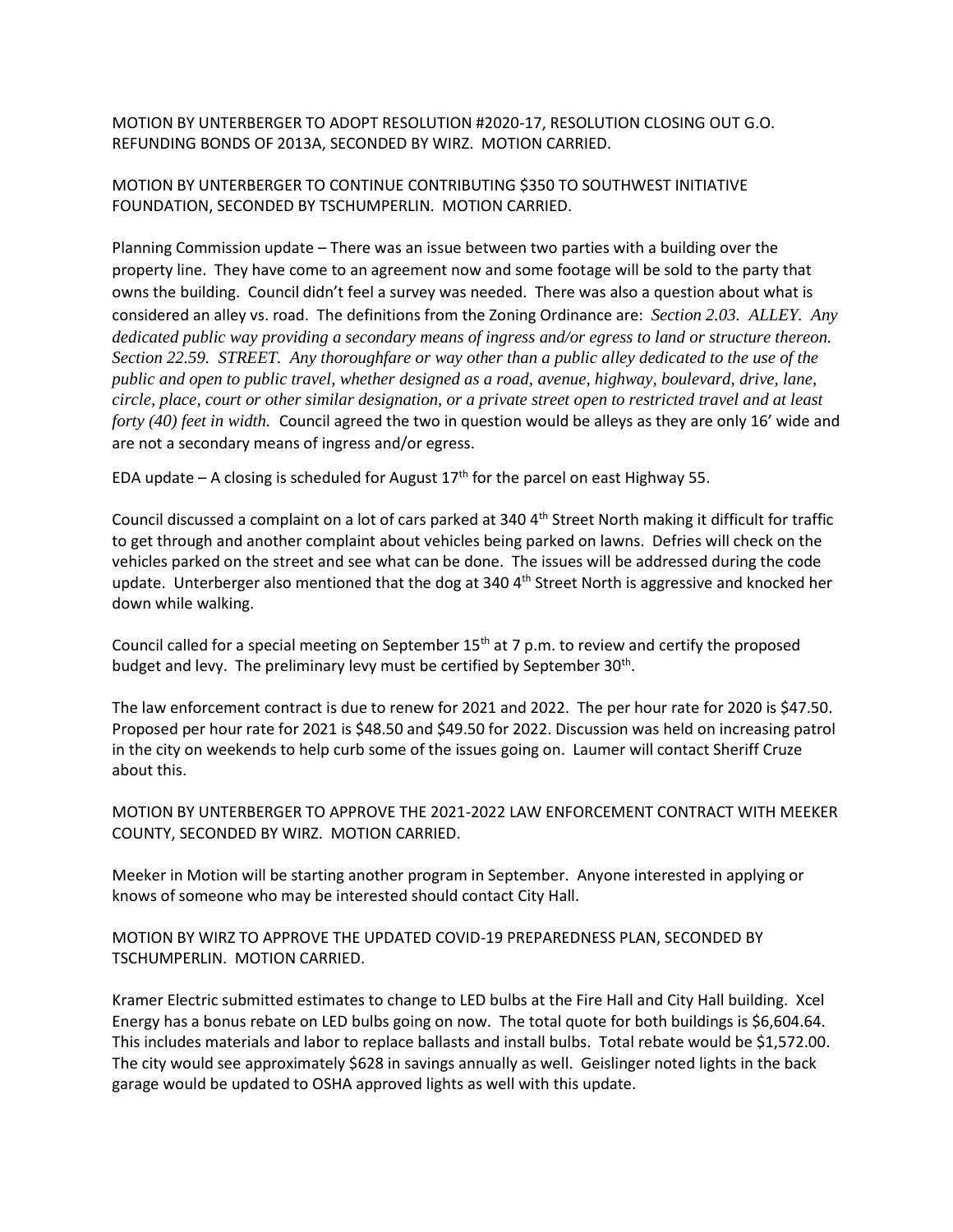MOTION BY UNTERBERGER TO ADOPT RESOLUTION #2020-17, RESOLUTION CLOSING OUT G.O. REFUNDING BONDS OF 2013A, SECONDED BY WIRZ. MOTION CARRIED.

MOTION BY UNTERBERGER TO CONTINUE CONTRIBUTING $350 TO SOUTHWEST INITIATIVE FOUNDATION, SECONDED BY TSCHUMPERLIN. MOTION CARRIED.

Planning Commission update – There was an issue between two parties with a building over the property line. They have come to an agreement now and some footage will be sold to the party that owns the building. Council didn't feel a survey was needed. There was also a question about what is considered an alley vs. road. The definitions from the Zoning Ordinance are: *Section 2.03. ALLEY. Any dedicated public way providing a secondary means of ingress and/or egress to land or structure thereon. Section 22.59. STREET. Any thoroughfare or way other than a public alley dedicated to the use of the public and open to public travel, whether designed as a road, avenue, highway, boulevard, drive, lane, circle, place, court or other similar designation, or a private street open to restricted travel and at least forty (40) feet in width.* Council agreed the two in question would be alleys as they are only 16' wide and are not a secondary means of ingress and/or egress.

EDA update – A closing is scheduled for August 17th for the parcel on east Highway 55.

Council discussed a complaint on a lot of cars parked at 340 4th Street North making it difficult for traffic to get through and another complaint about vehicles being parked on lawns. Defries will check on the vehicles parked on the street and see what can be done. The issues will be addressed during the code update. Unterberger also mentioned that the dog at 340 4th Street North is aggressive and knocked her down while walking.

Council called for a special meeting on September 15th at 7 p.m. to review and certify the proposed budget and levy. The preliminary levy must be certified by September 30th.

The law enforcement contract is due to renew for 2021 and 2022. The per hour rate for 2020 is $47.50. Proposed per hour rate for 2021 is $48.50 and $49.50 for 2022. Discussion was held on increasing patrol in the city on weekends to help curb some of the issues going on. Laumer will contact Sheriff Cruze about this.

MOTION BY UNTERBERGER TO APPROVE THE 2021-2022 LAW ENFORCEMENT CONTRACT WITH MEEKER COUNTY, SECONDED BY WIRZ. MOTION CARRIED.

Meeker in Motion will be starting another program in September. Anyone interested in applying or knows of someone who may be interested should contact City Hall.

MOTION BY WIRZ TO APPROVE THE UPDATED COVID-19 PREPAREDNESS PLAN, SECONDED BY TSCHUMPERLIN. MOTION CARRIED.

Kramer Electric submitted estimates to change to LED bulbs at the Fire Hall and City Hall building. Xcel Energy has a bonus rebate on LED bulbs going on now. The total quote for both buildings is $6,604.64. This includes materials and labor to replace ballasts and install bulbs. Total rebate would be $1,572.00. The city would see approximately $628 in savings annually as well. Geislinger noted lights in the back garage would be updated to OSHA approved lights as well with this update.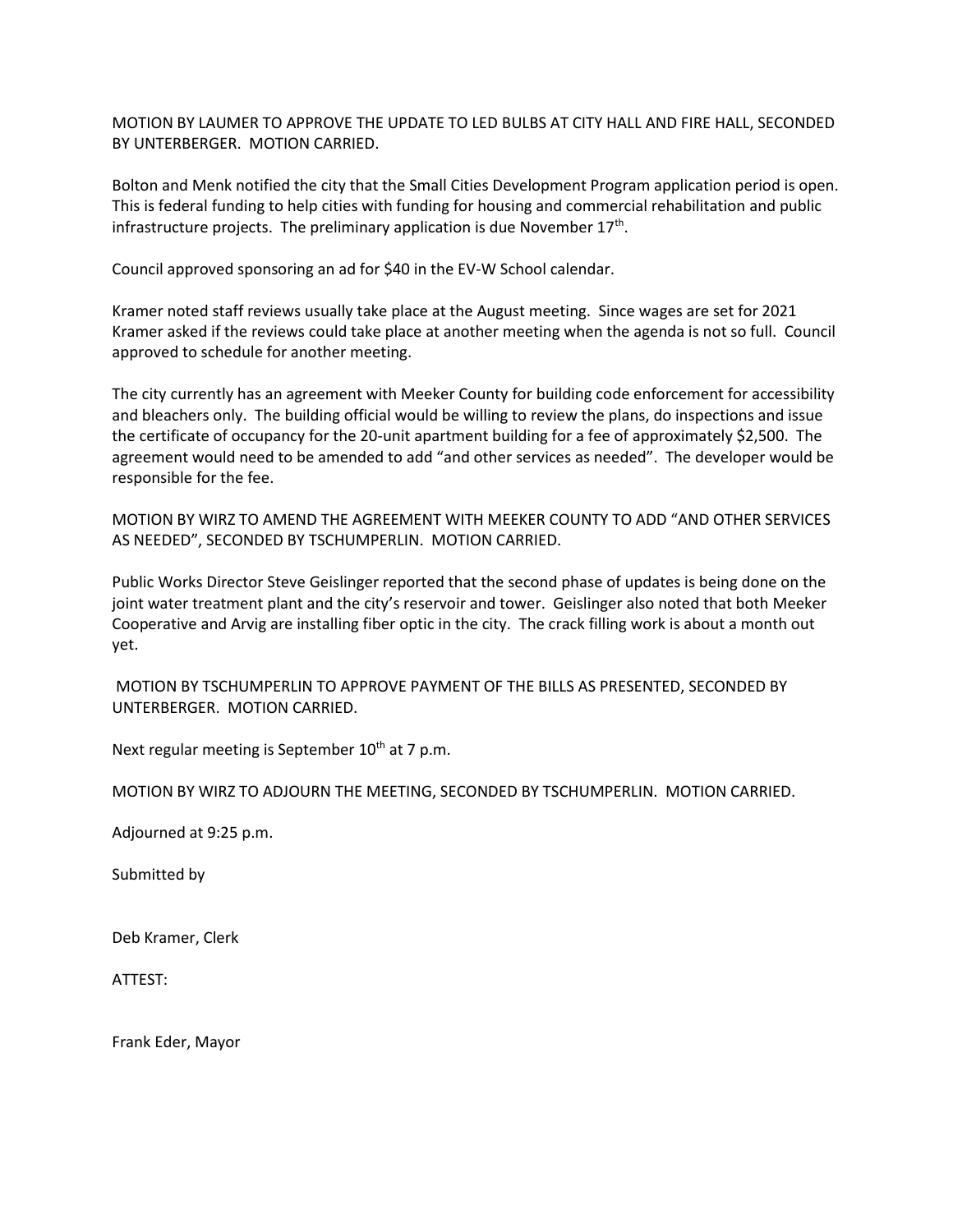MOTION BY LAUMER TO APPROVE THE UPDATE TO LED BULBS AT CITY HALL AND FIRE HALL, SECONDED BY UNTERBERGER. MOTION CARRIED.

Bolton and Menk notified the city that the Small Cities Development Program application period is open. This is federal funding to help cities with funding for housing and commercial rehabilitation and public infrastructure projects. The preliminary application is due November 17th.

Council approved sponsoring an ad for $40 in the EV-W School calendar.

Kramer noted staff reviews usually take place at the August meeting. Since wages are set for 2021 Kramer asked if the reviews could take place at another meeting when the agenda is not so full. Council approved to schedule for another meeting.

The city currently has an agreement with Meeker County for building code enforcement for accessibility and bleachers only. The building official would be willing to review the plans, do inspections and issue the certificate of occupancy for the 20-unit apartment building for a fee of approximately $2,500. The agreement would need to be amended to add "and other services as needed". The developer would be responsible for the fee.

MOTION BY WIRZ TO AMEND THE AGREEMENT WITH MEEKER COUNTY TO ADD "AND OTHER SERVICES AS NEEDED", SECONDED BY TSCHUMPERLIN. MOTION CARRIED.

Public Works Director Steve Geislinger reported that the second phase of updates is being done on the joint water treatment plant and the city's reservoir and tower. Geislinger also noted that both Meeker Cooperative and Arvig are installing fiber optic in the city. The crack filling work is about a month out yet.

MOTION BY TSCHUMPERLIN TO APPROVE PAYMENT OF THE BILLS AS PRESENTED, SECONDED BY UNTERBERGER. MOTION CARRIED.

Next regular meeting is September 10th at 7 p.m.

MOTION BY WIRZ TO ADJOURN THE MEETING, SECONDED BY TSCHUMPERLIN. MOTION CARRIED.

Adjourned at 9:25 p.m.

Submitted by

Deb Kramer, Clerk

ATTEST:

Frank Eder, Mayor